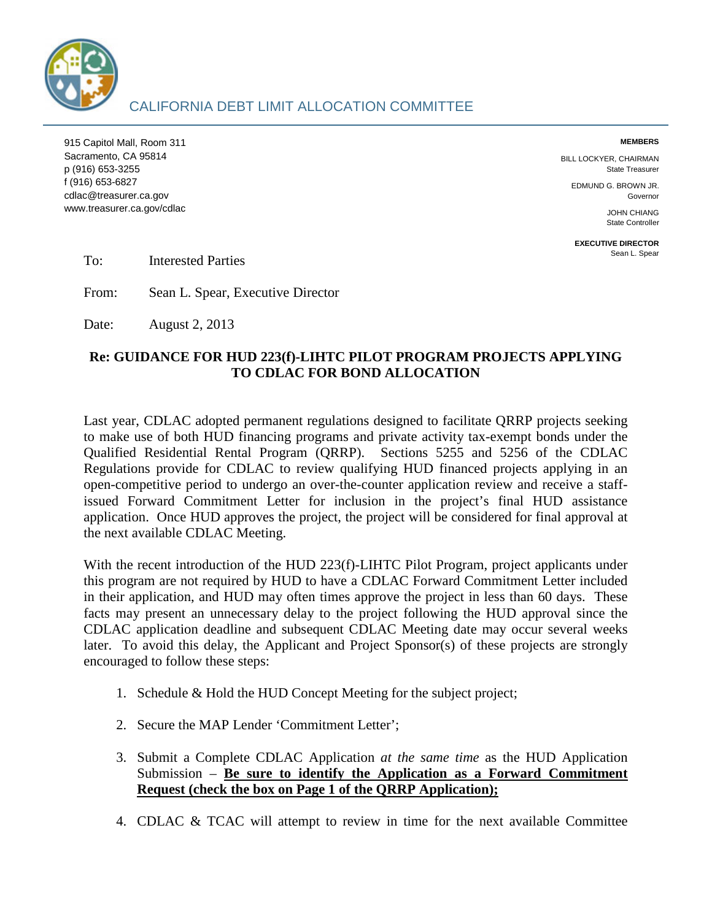# CALIFORNIA DEBT LIMIT ALLOCATION COMMITTEE

915 Capitol Mall, Room 311
Sacramento, CA 95814
p (916) 653-3255
f (916) 653-6827
cdlac@treasurer.ca.gov
www.treasurer.ca.gov/cdlac

**MEMBERS**

BILL LOCKYER, CHAIRMAN
State Treasurer

EDMUND G. BROWN JR.
Governor

JOHN CHIANG
State Controller

**EXECUTIVE DIRECTOR**
Sean L. Spear

To: Interested Parties

From: Sean L. Spear, Executive Director

Date: August 2, 2013

**Re: GUIDANCE FOR HUD 223(f)-LIHTC PILOT PROGRAM PROJECTS APPLYING TO CDLAC FOR BOND ALLOCATION**

Last year, CDLAC adopted permanent regulations designed to facilitate QRRP projects seeking to make use of both HUD financing programs and private activity tax-exempt bonds under the Qualified Residential Rental Program (QRRP). Sections 5255 and 5256 of the CDLAC Regulations provide for CDLAC to review qualifying HUD financed projects applying in an open-competitive period to undergo an over-the-counter application review and receive a staff-issued Forward Commitment Letter for inclusion in the project's final HUD assistance application. Once HUD approves the project, the project will be considered for final approval at the next available CDLAC Meeting.

With the recent introduction of the HUD 223(f)-LIHTC Pilot Program, project applicants under this program are not required by HUD to have a CDLAC Forward Commitment Letter included in their application, and HUD may often times approve the project in less than 60 days. These facts may present an unnecessary delay to the project following the HUD approval since the CDLAC application deadline and subsequent CDLAC Meeting date may occur several weeks later. To avoid this delay, the Applicant and Project Sponsor(s) of these projects are strongly encouraged to follow these steps:

1. Schedule & Hold the HUD Concept Meeting for the subject project;
2. Secure the MAP Lender 'Commitment Letter';
3. Submit a Complete CDLAC Application *at the same time* as the HUD Application Submission – **Be sure to identify the Application as a Forward Commitment Request (check the box on Page 1 of the QRRP Application);**
4. CDLAC & TCAC will attempt to review in time for the next available Committee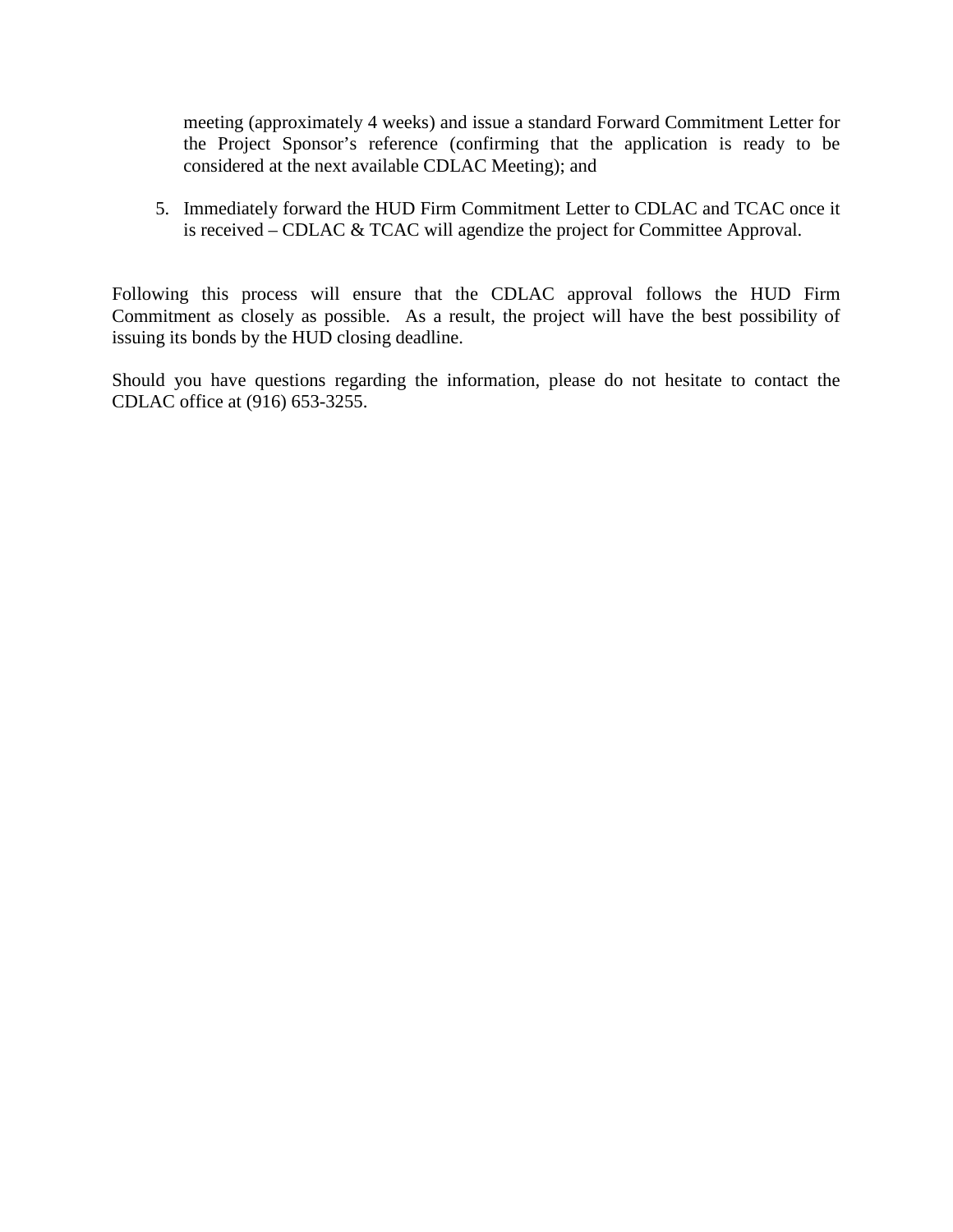meeting (approximately 4 weeks) and issue a standard Forward Commitment Letter for the Project Sponsor's reference (confirming that the application is ready to be considered at the next available CDLAC Meeting); and

5. Immediately forward the HUD Firm Commitment Letter to CDLAC and TCAC once it is received – CDLAC & TCAC will agendize the project for Committee Approval.

Following this process will ensure that the CDLAC approval follows the HUD Firm Commitment as closely as possible. As a result, the project will have the best possibility of issuing its bonds by the HUD closing deadline.

Should you have questions regarding the information, please do not hesitate to contact the CDLAC office at (916) 653-3255.